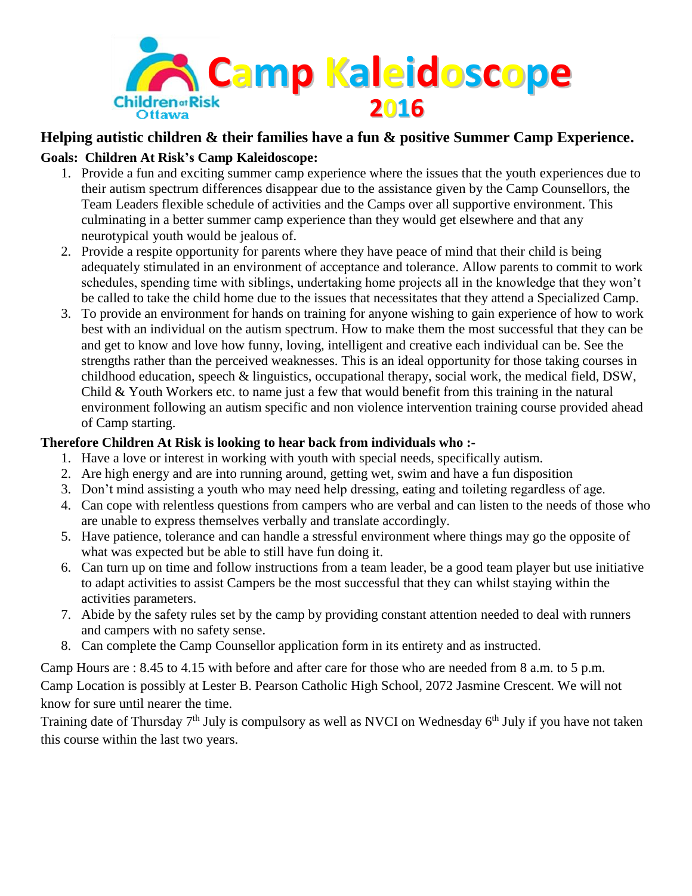# Camp Kaleidoscope 2016

Children at Risk Ottawa

**Helping autistic children & their families have a fun & positive Summer Camp Experience.**

**Goals: Children At Risk's Camp Kaleidoscope:**

1. Provide a fun and exciting summer camp experience where the issues that the youth experiences due to their autism spectrum differences disappear due to the assistance given by the Camp Counsellors, the Team Leaders flexible schedule of activities and the Camps over all supportive environment. This culminating in a better summer camp experience than they would get elsewhere and that any neurotypical youth would be jealous of.
2. Provide a respite opportunity for parents where they have peace of mind that their child is being adequately stimulated in an environment of acceptance and tolerance. Allow parents to commit to work schedules, spending time with siblings, undertaking home projects all in the knowledge that they won't be called to take the child home due to the issues that necessitates that they attend a Specialized Camp.
3. To provide an environment for hands on training for anyone wishing to gain experience of how to work best with an individual on the autism spectrum. How to make them the most successful that they can be and get to know and love how funny, loving, intelligent and creative each individual can be. See the strengths rather than the perceived weaknesses. This is an ideal opportunity for those taking courses in childhood education, speech & linguistics, occupational therapy, social work, the medical field, DSW, Child & Youth Workers etc. to name just a few that would benefit from this training in the natural environment following an autism specific and non violence intervention training course provided ahead of Camp starting.

**Therefore Children At Risk is looking to hear back from individuals who :-**

1. Have a love or interest in working with youth with special needs, specifically autism.
2. Are high energy and are into running around, getting wet, swim and have a fun disposition
3. Don't mind assisting a youth who may need help dressing, eating and toileting regardless of age.
4. Can cope with relentless questions from campers who are verbal and can listen to the needs of those who are unable to express themselves verbally and translate accordingly.
5. Have patience, tolerance and can handle a stressful environment where things may go the opposite of what was expected but be able to still have fun doing it.
6. Can turn up on time and follow instructions from a team leader, be a good team player but use initiative to adapt activities to assist Campers be the most successful that they can whilst staying within the activities parameters.
7. Abide by the safety rules set by the camp by providing constant attention needed to deal with runners and campers with no safety sense.
8. Can complete the Camp Counsellor application form in its entirety and as instructed.

Camp Hours are : 8.45 to 4.15 with before and after care for those who are needed from 8 a.m. to 5 p.m.
Camp Location is possibly at Lester B. Pearson Catholic High School, 2072 Jasmine Crescent. We will not know for sure until nearer the time.
Training date of Thursday 7th July is compulsory as well as NVCI on Wednesday 6th July if you have not taken this course within the last two years.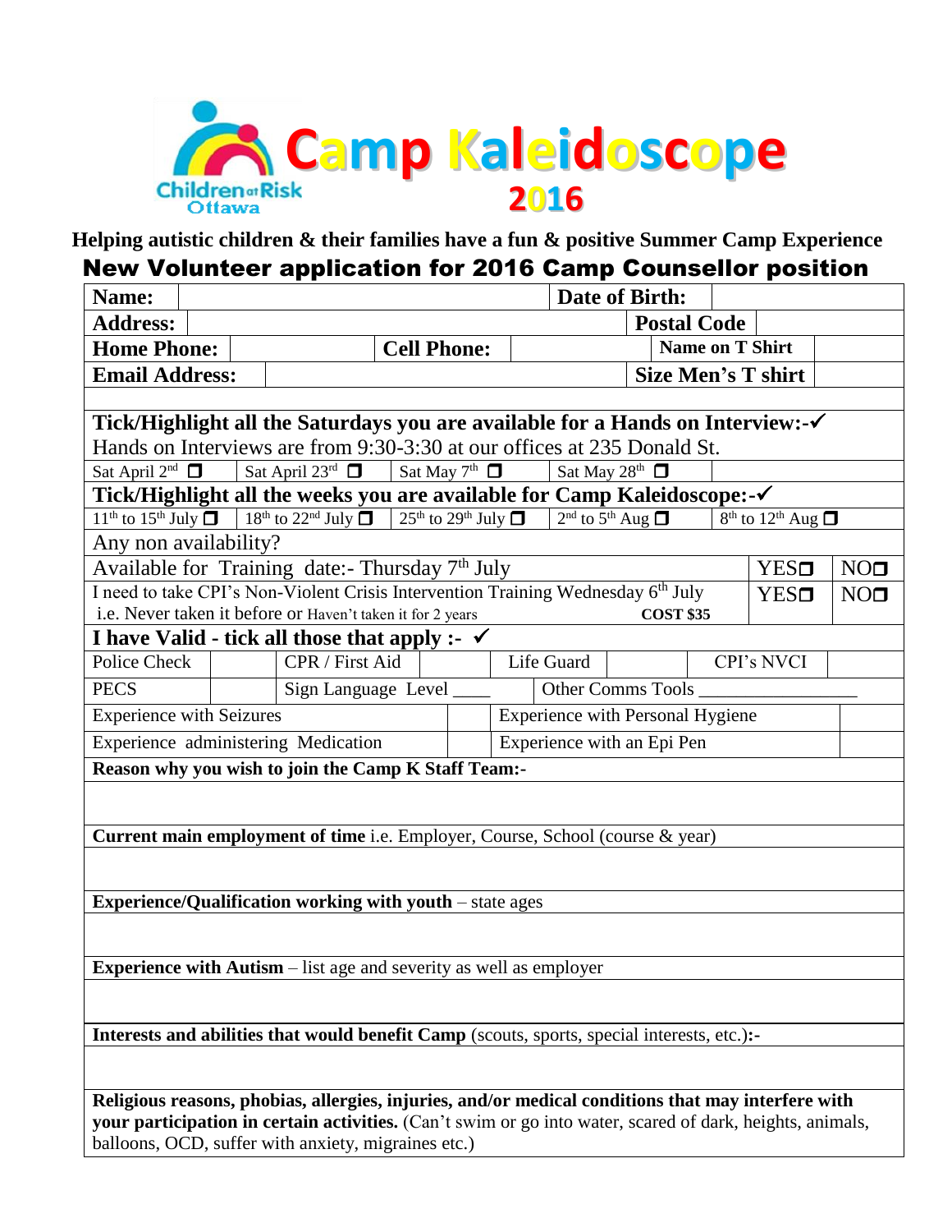# Camp Kaleidoscope 2016

Children at Risk Ottawa

**Helping autistic children & their families have a fun & positive Summer Camp Experience**

## New Volunteer application for 2016 Camp Counsellor position

| **Name:** | | | | **Date of Birth:** | |
|---|---|---|---|---|---|
| **Address:** | | | | **Postal Code** | |
| **Home Phone:** | | **Cell Phone:** | | **Name on T Shirt** | |
| **Email Address:** | | | | **Size Men's T shirt** | |

**Tick/Highlight all the Saturdays you are available for a Hands on Interview:-✓**

Hands on Interviews are from 9:30-3:30 at our offices at 235 Donald St.

| Sat April 2nd ❐ | Sat April 23rd ❐ | Sat May 7th ❐ | Sat May 28th ❐ | |
|---|---|---|---|---|

**Tick/Highlight all the weeks you are available for Camp Kaleidoscope:-✓**

| 11th to 15th July ❐ | 18th to 22nd July ❐ | 25th to 29th July ❐ | 2nd to 5th Aug ❐ | 8th to 12th Aug ❐ |
|---|---|---|---|---|

Any non availability?

| | | |
|---|---|---|
| Available for Training date:- Thursday 7th July | YES❐ | NO❐ |
| I need to take CPI's Non-Violent Crisis Intervention Training Wednesday 6th July i.e. Never taken it before or Haven't taken it for 2 years **COST $35** | YES❐ | NO❐ |

**I have Valid - tick all those that apply :- ✓**

| | | | | | | | |
|---|---|---|---|---|---|---|---|
| Police Check | | CPR / First Aid | | Life Guard | | CPI's NVCI | |
| PECS | | Sign Language Level ____ | | Other Comms Tools ________________ | | | |

| | | | |
|---|---|---|---|
| Experience with Seizures | | Experience with Personal Hygiene | |
| Experience administering Medication | | Experience with an Epi Pen | |

**Reason why you wish to join the Camp K Staff Team:-**

**Current main employment of time** i.e. Employer, Course, School (course & year)

**Experience/Qualification working with youth** – state ages

**Experience with Autism** – list age and severity as well as employer

**Interests and abilities that would benefit Camp** (scouts, sports, special interests, etc.)**:-**

**Religious reasons, phobias, allergies, injuries, and/or medical conditions that may interfere with your participation in certain activities.** (Can't swim or go into water, scared of dark, heights, animals, balloons, OCD, suffer with anxiety, migraines etc.)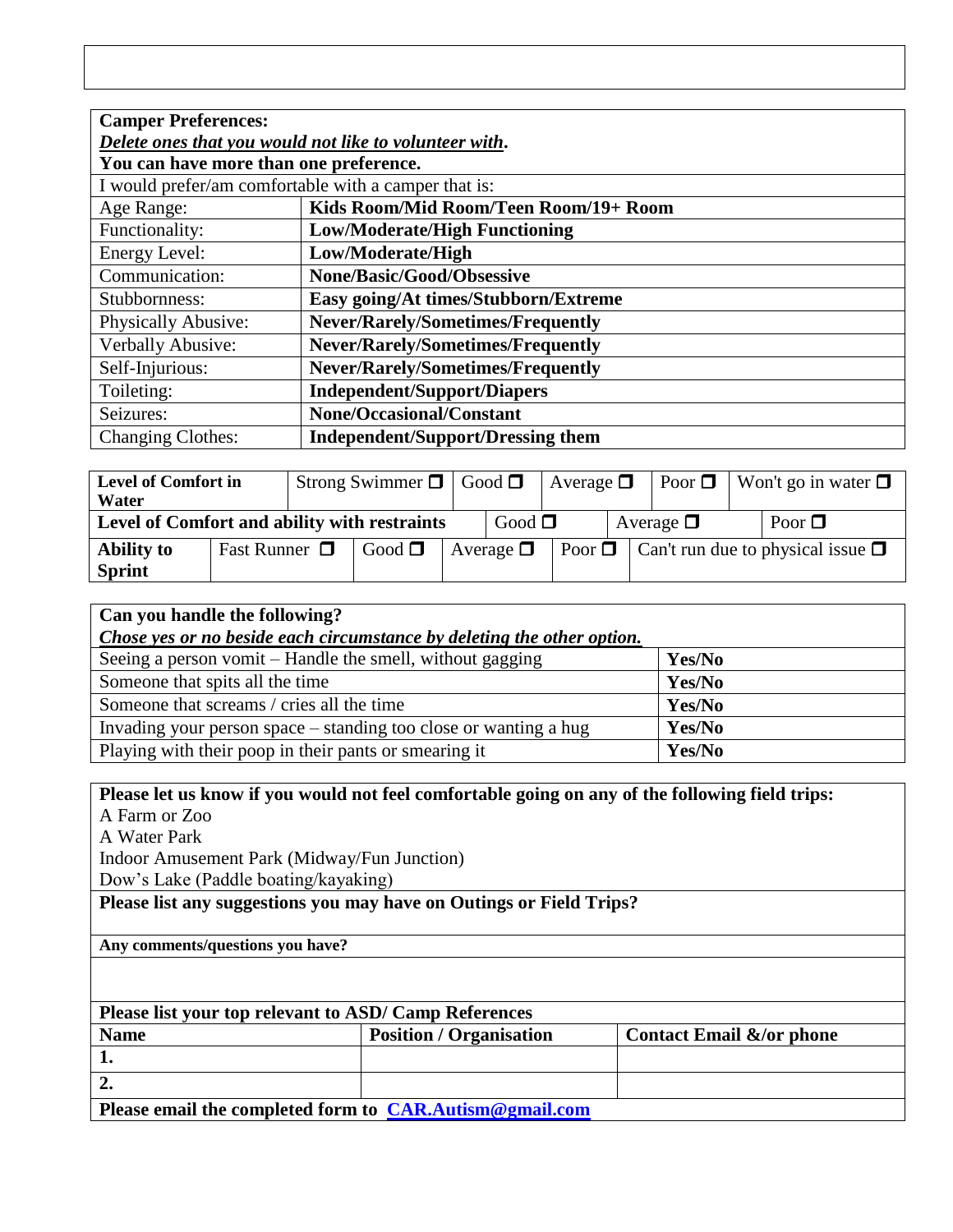| **Camper Preferences:** *__Delete ones that you would not like to volunteer with__*. **You can have more than one preference.** | |
|---|---|
| I would prefer/am comfortable with a camper that is: | |
| Age Range: | **Kids Room/Mid Room/Teen Room/19+ Room** |
| Functionality: | **Low/Moderate/High Functioning** |
| Energy Level: | **Low/Moderate/High** |
| Communication: | **None/Basic/Good/Obsessive** |
| Stubbornness: | **Easy going/At times/Stubborn/Extreme** |
| Physically Abusive: | **Never/Rarely/Sometimes/Frequently** |
| Verbally Abusive: | **Never/Rarely/Sometimes/Frequently** |
| Self-Injurious: | **Never/Rarely/Sometimes/Frequently** |
| Toileting: | **Independent/Support/Diapers** |
| Seizures: | **None/Occasional/Constant** |
| Changing Clothes: | **Independent/Support/Dressing them** |

| | | | | | |
|---|---|---|---|---|---|
| **Level of Comfort in Water** | Strong Swimmer ☐ | Good ☐ | Average ☐ | Poor ☐ | Won't go in water ☐ |

| | | | |
|---|---|---|---|
| **Level of Comfort and ability with restraints** | Good ☐ | Average ☐ | Poor ☐ |

| | | | | | |
|---|---|---|---|---|---|
| **Ability to Sprint** | Fast Runner ☐ | Good ☐ | Average ☐ | Poor ☐ | Can't run due to physical issue ☐ |

| **Can you handle the following?** *__Chose yes or no beside each circumstance by deleting the other option.__* | |
|---|---|
| Seeing a person vomit – Handle the smell, without gagging | **Yes/No** |
| Someone that spits all the time | **Yes/No** |
| Someone that screams / cries all the time | **Yes/No** |
| Invading your person space – standing too close or wanting a hug | **Yes/No** |
| Playing with their poop in their pants or smearing it | **Yes/No** |

**Please let us know if you would not feel comfortable going on any of the following field trips:**

A Farm or Zoo
A Water Park
Indoor Amusement Park (Midway/Fun Junction)
Dow's Lake (Paddle boating/kayaking)

**Please list any suggestions you may have on Outings or Field Trips?**

**Any comments/questions you have?**

**Please list your top relevant to ASD/ Camp References**

| **Name** | **Position / Organisation** | **Contact Email &/or phone** |
|---|---|---|
| **1.** | | |
| **2.** | | |

**Please email the completed form to [CAR.Autism@gmail.com](mailto:CAR.Autism@gmail.com)**